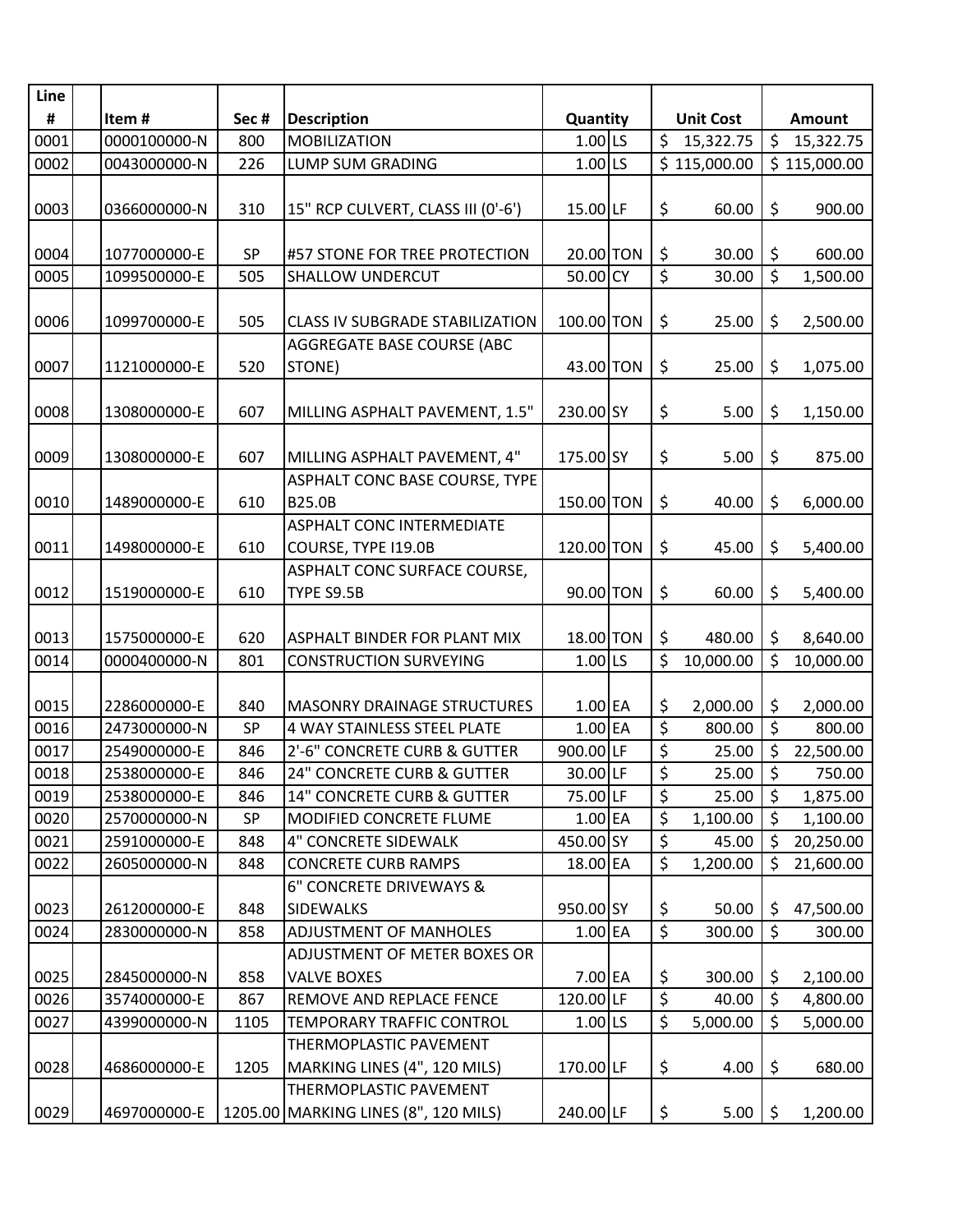| Line # | | Item # | Sec # | Description | Quantity | | Unit Cost | Amount |
|---|---|---|---|---|---|---|---|---|
| 0001 | | 0000100000-N | 800 | MOBILIZATION | 1.00 | LS | $ 15,322.75 | $ 15,322.75 |
| 0002 | | 0043000000-N | 226 | LUMP SUM GRADING | 1.00 | LS | $ 115,000.00 | $ 115,000.00 |
| 0003 | | 0366000000-N | 310 | 15" RCP CULVERT, CLASS III (0'-6') | 15.00 | LF | $ 60.00 | $ 900.00 |
| 0004 | | 1077000000-E | SP | #57 STONE FOR TREE PROTECTION | 20.00 | TON | $ 30.00 | $ 600.00 |
| 0005 | | 1099500000-E | 505 | SHALLOW UNDERCUT | 50.00 | CY | $ 30.00 | $ 1,500.00 |
| 0006 | | 1099700000-E | 505 | CLASS IV SUBGRADE STABILIZATION | 100.00 | TON | $ 25.00 | $ 2,500.00 |
| 0007 | | 1121000000-E | 520 | AGGREGATE BASE COURSE (ABC STONE) | 43.00 | TON | $ 25.00 | $ 1,075.00 |
| 0008 | | 1308000000-E | 607 | MILLING ASPHALT PAVEMENT, 1.5" | 230.00 | SY | $ 5.00 | $ 1,150.00 |
| 0009 | | 1308000000-E | 607 | MILLING ASPHALT PAVEMENT, 4" | 175.00 | SY | $ 5.00 | $ 875.00 |
| 0010 | | 1489000000-E | 610 | ASPHALT CONC BASE COURSE, TYPE B25.0B | 150.00 | TON | $ 40.00 | $ 6,000.00 |
| 0011 | | 1498000000-E | 610 | ASPHALT CONC INTERMEDIATE COURSE, TYPE I19.0B | 120.00 | TON | $ 45.00 | $ 5,400.00 |
| 0012 | | 1519000000-E | 610 | ASPHALT CONC SURFACE COURSE, TYPE S9.5B | 90.00 | TON | $ 60.00 | $ 5,400.00 |
| 0013 | | 1575000000-E | 620 | ASPHALT BINDER FOR PLANT MIX | 18.00 | TON | $ 480.00 | $ 8,640.00 |
| 0014 | | 0000400000-N | 801 | CONSTRUCTION SURVEYING | 1.00 | LS | $ 10,000.00 | $ 10,000.00 |
| 0015 | | 2286000000-E | 840 | MASONRY DRAINAGE STRUCTURES | 1.00 | EA | $ 2,000.00 | $ 2,000.00 |
| 0016 | | 2473000000-N | SP | 4 WAY STAINLESS STEEL PLATE | 1.00 | EA | $ 800.00 | $ 800.00 |
| 0017 | | 2549000000-E | 846 | 2'-6" CONCRETE CURB & GUTTER | 900.00 | LF | $ 25.00 | $ 22,500.00 |
| 0018 | | 2538000000-E | 846 | 24" CONCRETE CURB & GUTTER | 30.00 | LF | $ 25.00 | $ 750.00 |
| 0019 | | 2538000000-E | 846 | 14" CONCRETE CURB & GUTTER | 75.00 | LF | $ 25.00 | $ 1,875.00 |
| 0020 | | 2570000000-N | SP | MODIFIED CONCRETE FLUME | 1.00 | EA | $ 1,100.00 | $ 1,100.00 |
| 0021 | | 2591000000-E | 848 | 4" CONCRETE SIDEWALK | 450.00 | SY | $ 45.00 | $ 20,250.00 |
| 0022 | | 2605000000-N | 848 | CONCRETE CURB RAMPS | 18.00 | EA | $ 1,200.00 | $ 21,600.00 |
| 0023 | | 2612000000-E | 848 | 6" CONCRETE DRIVEWAYS & SIDEWALKS | 950.00 | SY | $ 50.00 | $ 47,500.00 |
| 0024 | | 2830000000-N | 858 | ADJUSTMENT OF MANHOLES | 1.00 | EA | $ 300.00 | $ 300.00 |
| 0025 | | 2845000000-N | 858 | ADJUSTMENT OF METER BOXES OR VALVE BOXES | 7.00 | EA | $ 300.00 | $ 2,100.00 |
| 0026 | | 3574000000-E | 867 | REMOVE AND REPLACE FENCE | 120.00 | LF | $ 40.00 | $ 4,800.00 |
| 0027 | | 4399000000-N | 1105 | TEMPORARY TRAFFIC CONTROL | 1.00 | LS | $ 5,000.00 | $ 5,000.00 |
| 0028 | | 4686000000-E | 1205 | THERMOPLASTIC PAVEMENT MARKING LINES (4", 120 MILS) | 170.00 | LF | $ 4.00 | $ 680.00 |
| 0029 | | 4697000000-E | 1205.00 | THERMOPLASTIC PAVEMENT MARKING LINES (8", 120 MILS) | 240.00 | LF | $ 5.00 | $ 1,200.00 |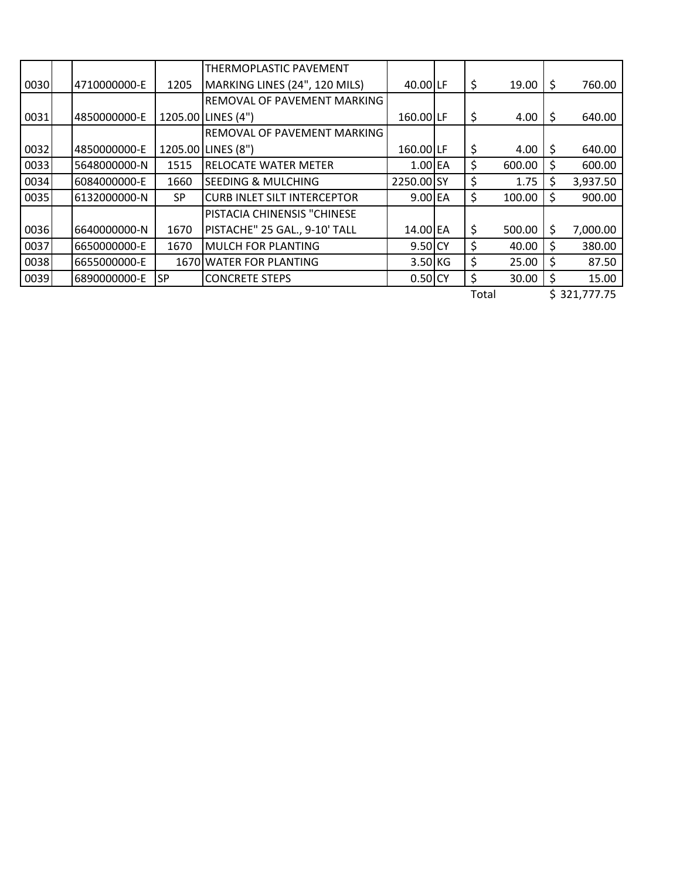| | | | | | | | | | |
|---|---|---|---|---|---|---|---|---|---|
| 0030 | | 4710000000-E | 1205 | THERMOPLASTIC PAVEMENT MARKING LINES (24", 120 MILS) | 40.00 | LF | $ 19.00 | $ | 760.00 |
| 0031 | | 4850000000-E | 1205.00 | REMOVAL OF PAVEMENT MARKING LINES (4") | 160.00 | LF | $ 4.00 | $ | 640.00 |
| 0032 | | 4850000000-E | 1205.00 | REMOVAL OF PAVEMENT MARKING LINES (8") | 160.00 | LF | $ 4.00 | $ | 640.00 |
| 0033 | | 5648000000-N | 1515 | RELOCATE WATER METER | 1.00 | EA | $ 600.00 | $ | 600.00 |
| 0034 | | 6084000000-E | 1660 | SEEDING & MULCHING | 2250.00 | SY | $ 1.75 | $ | 3,937.50 |
| 0035 | | 6132000000-N | SP | CURB INLET SILT INTERCEPTOR | 9.00 | EA | $ 100.00 | $ | 900.00 |
| 0036 | | 6640000000-N | 1670 | PISTACIA CHINENSIS "CHINESE PISTACHE" 25 GAL., 9-10' TALL | 14.00 | EA | $ 500.00 | $ | 7,000.00 |
| 0037 | | 6650000000-E | 1670 | MULCH FOR PLANTING | 9.50 | CY | $ 40.00 | $ | 380.00 |
| 0038 | | 6655000000-E | 1670 | WATER FOR PLANTING | 3.50 | KG | $ 25.00 | $ | 87.50 |
| 0039 | | 6890000000-E | SP | CONCRETE STEPS | 0.50 | CY | $ 30.00 | $ | 15.00 |
| | | | | | | | Total | $ | 321,777.75 |